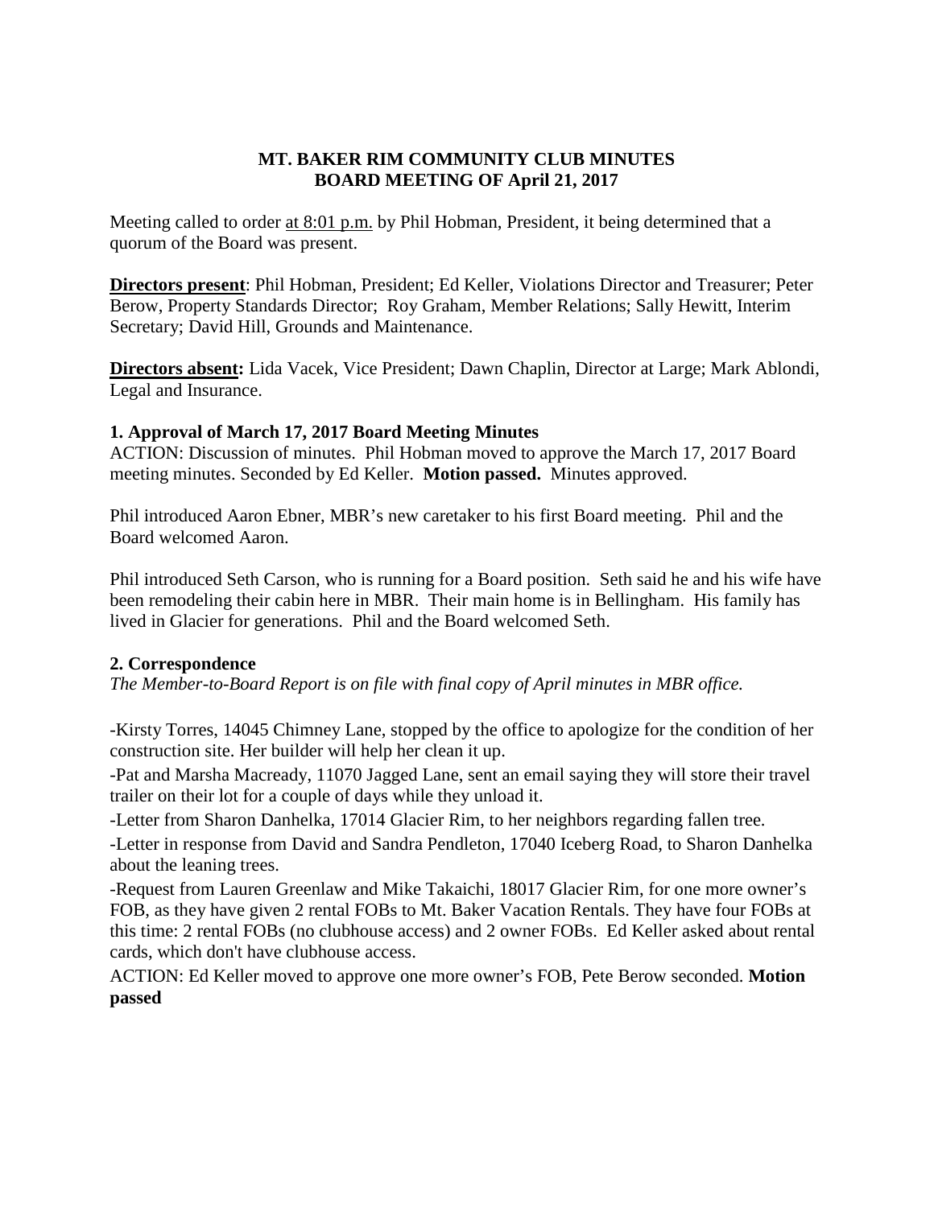# MT. BAKER RIM COMMUNITY CLUB MINUTES
## BOARD MEETING OF April 21, 2017

Meeting called to order at 8:01 p.m. by Phil Hobman, President, it being determined that a quorum of the Board was present.

**Directors present**: Phil Hobman, President; Ed Keller, Violations Director and Treasurer; Peter Berow, Property Standards Director; Roy Graham, Member Relations; Sally Hewitt, Interim Secretary; David Hill, Grounds and Maintenance.

**Directors absent:** Lida Vacek, Vice President; Dawn Chaplin, Director at Large; Mark Ablondi, Legal and Insurance.

### 1. Approval of March 17, 2017 Board Meeting Minutes

ACTION: Discussion of minutes. Phil Hobman moved to approve the March 17, 2017 Board meeting minutes. Seconded by Ed Keller. **Motion passed.** Minutes approved.

Phil introduced Aaron Ebner, MBR's new caretaker to his first Board meeting. Phil and the Board welcomed Aaron.

Phil introduced Seth Carson, who is running for a Board position. Seth said he and his wife have been remodeling their cabin here in MBR. Their main home is in Bellingham. His family has lived in Glacier for generations. Phil and the Board welcomed Seth.

### 2. Correspondence

*The Member-to-Board Report is on file with final copy of April minutes in MBR office.*

-Kirsty Torres, 14045 Chimney Lane, stopped by the office to apologize for the condition of her construction site. Her builder will help her clean it up.

-Pat and Marsha Macready, 11070 Jagged Lane, sent an email saying they will store their travel trailer on their lot for a couple of days while they unload it.

-Letter from Sharon Danhelka, 17014 Glacier Rim, to her neighbors regarding fallen tree.

-Letter in response from David and Sandra Pendleton, 17040 Iceberg Road, to Sharon Danhelka about the leaning trees.

-Request from Lauren Greenlaw and Mike Takaichi, 18017 Glacier Rim, for one more owner's FOB, as they have given 2 rental FOBs to Mt. Baker Vacation Rentals. They have four FOBs at this time: 2 rental FOBs (no clubhouse access) and 2 owner FOBs. Ed Keller asked about rental cards, which don't have clubhouse access.

ACTION: Ed Keller moved to approve one more owner's FOB, Pete Berow seconded. **Motion passed**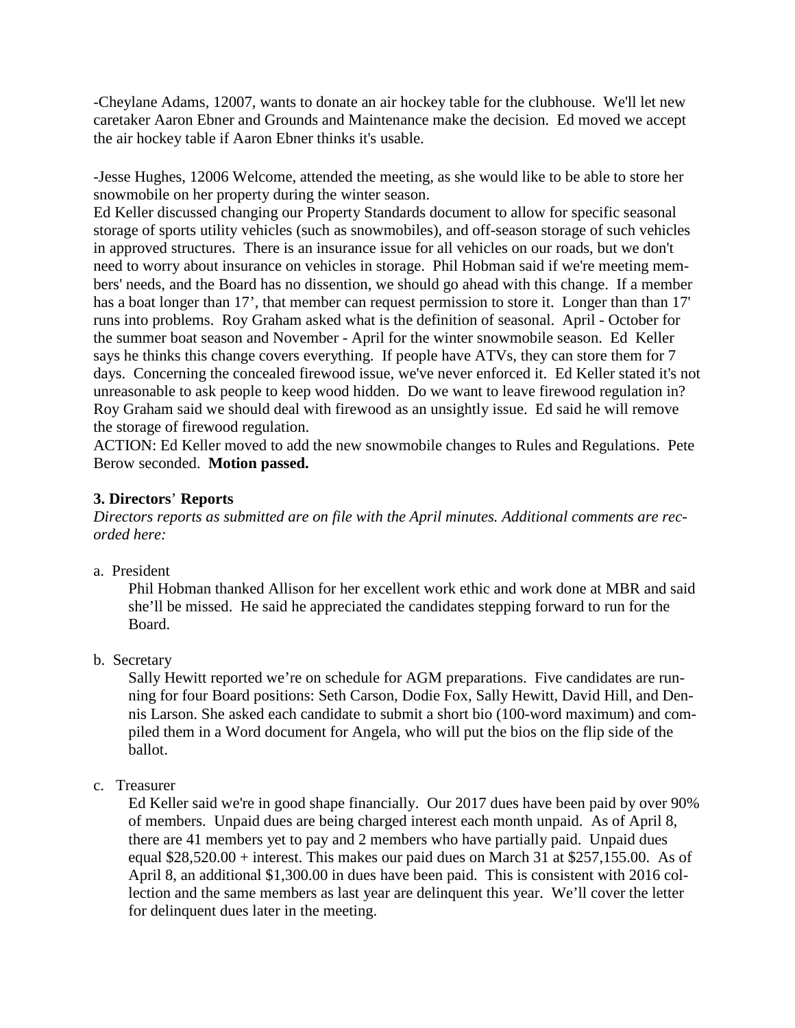-Cheylane Adams, 12007, wants to donate an air hockey table for the clubhouse. We'll let new caretaker Aaron Ebner and Grounds and Maintenance make the decision. Ed moved we accept the air hockey table if Aaron Ebner thinks it's usable.

-Jesse Hughes, 12006 Welcome, attended the meeting, as she would like to be able to store her snowmobile on her property during the winter season.
Ed Keller discussed changing our Property Standards document to allow for specific seasonal storage of sports utility vehicles (such as snowmobiles), and off-season storage of such vehicles in approved structures. There is an insurance issue for all vehicles on our roads, but we don't need to worry about insurance on vehicles in storage. Phil Hobman said if we're meeting members' needs, and the Board has no dissention, we should go ahead with this change. If a member has a boat longer than 17', that member can request permission to store it. Longer than than 17' runs into problems. Roy Graham asked what is the definition of seasonal. April - October for the summer boat season and November - April for the winter snowmobile season. Ed Keller says he thinks this change covers everything. If people have ATVs, they can store them for 7 days. Concerning the concealed firewood issue, we've never enforced it. Ed Keller stated it's not unreasonable to ask people to keep wood hidden. Do we want to leave firewood regulation in? Roy Graham said we should deal with firewood as an unsightly issue. Ed said he will remove the storage of firewood regulation.
ACTION: Ed Keller moved to add the new snowmobile changes to Rules and Regulations. Pete Berow seconded. **Motion passed.**

**3. Directors' Reports**

*Directors reports as submitted are on file with the April minutes. Additional comments are recorded here:*

a. President

Phil Hobman thanked Allison for her excellent work ethic and work done at MBR and said she'll be missed. He said he appreciated the candidates stepping forward to run for the Board.

b. Secretary

Sally Hewitt reported we're on schedule for AGM preparations. Five candidates are running for four Board positions: Seth Carson, Dodie Fox, Sally Hewitt, David Hill, and Dennis Larson. She asked each candidate to submit a short bio (100-word maximum) and compiled them in a Word document for Angela, who will put the bios on the flip side of the ballot.

c. Treasurer

Ed Keller said we're in good shape financially. Our 2017 dues have been paid by over 90% of members. Unpaid dues are being charged interest each month unpaid. As of April 8, there are 41 members yet to pay and 2 members who have partially paid. Unpaid dues equal $28,520.00 + interest. This makes our paid dues on March 31 at $257,155.00. As of April 8, an additional $1,300.00 in dues have been paid. This is consistent with 2016 collection and the same members as last year are delinquent this year. We'll cover the letter for delinquent dues later in the meeting.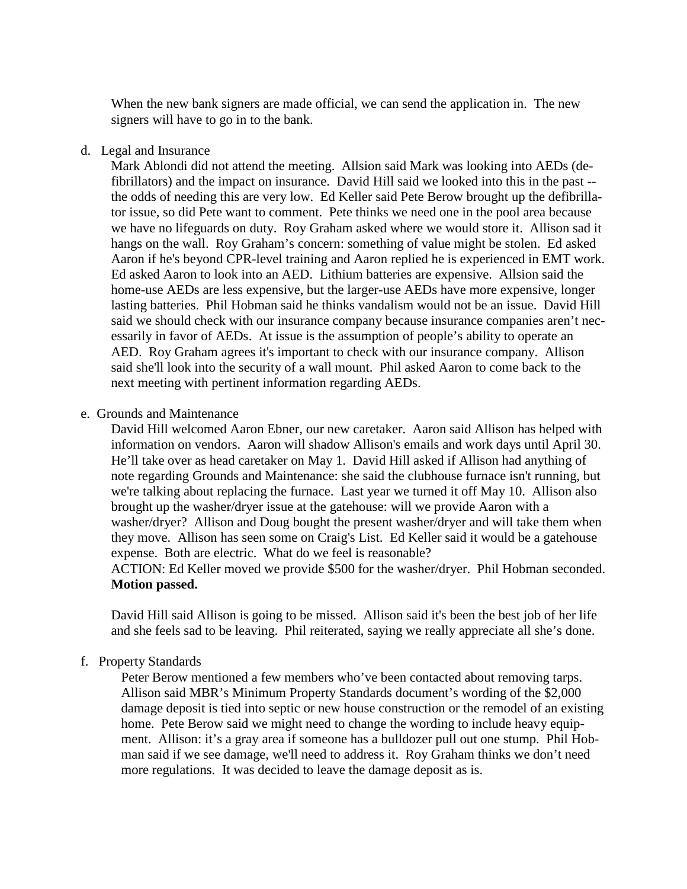When the new bank signers are made official, we can send the application in. The new signers will have to go in to the bank.

d. Legal and Insurance

Mark Ablondi did not attend the meeting. Allsion said Mark was looking into AEDs (defibrillators) and the impact on insurance. David Hill said we looked into this in the past -- the odds of needing this are very low. Ed Keller said Pete Berow brought up the defibrillator issue, so did Pete want to comment. Pete thinks we need one in the pool area because we have no lifeguards on duty. Roy Graham asked where we would store it. Allison sad it hangs on the wall. Roy Graham's concern: something of value might be stolen. Ed asked Aaron if he's beyond CPR-level training and Aaron replied he is experienced in EMT work. Ed asked Aaron to look into an AED. Lithium batteries are expensive. Allsion said the home-use AEDs are less expensive, but the larger-use AEDs have more expensive, longer lasting batteries. Phil Hobman said he thinks vandalism would not be an issue. David Hill said we should check with our insurance company because insurance companies aren't necessarily in favor of AEDs. At issue is the assumption of people's ability to operate an AED. Roy Graham agrees it's important to check with our insurance company. Allison said she'll look into the security of a wall mount. Phil asked Aaron to come back to the next meeting with pertinent information regarding AEDs.

e. Grounds and Maintenance

David Hill welcomed Aaron Ebner, our new caretaker. Aaron said Allison has helped with information on vendors. Aaron will shadow Allison's emails and work days until April 30. He'll take over as head caretaker on May 1. David Hill asked if Allison had anything of note regarding Grounds and Maintenance: she said the clubhouse furnace isn't running, but we're talking about replacing the furnace. Last year we turned it off May 10. Allison also brought up the washer/dryer issue at the gatehouse: will we provide Aaron with a washer/dryer? Allison and Doug bought the present washer/dryer and will take them when they move. Allison has seen some on Craig's List. Ed Keller said it would be a gatehouse expense. Both are electric. What do we feel is reasonable?
ACTION: Ed Keller moved we provide $500 for the washer/dryer. Phil Hobman seconded. **Motion passed.**

David Hill said Allison is going to be missed. Allison said it's been the best job of her life and she feels sad to be leaving. Phil reiterated, saying we really appreciate all she's done.

f. Property Standards

Peter Berow mentioned a few members who've been contacted about removing tarps. Allison said MBR's Minimum Property Standards document's wording of the $2,000 damage deposit is tied into septic or new house construction or the remodel of an existing home. Pete Berow said we might need to change the wording to include heavy equipment. Allison: it's a gray area if someone has a bulldozer pull out one stump. Phil Hobman said if we see damage, we'll need to address it. Roy Graham thinks we don't need more regulations. It was decided to leave the damage deposit as is.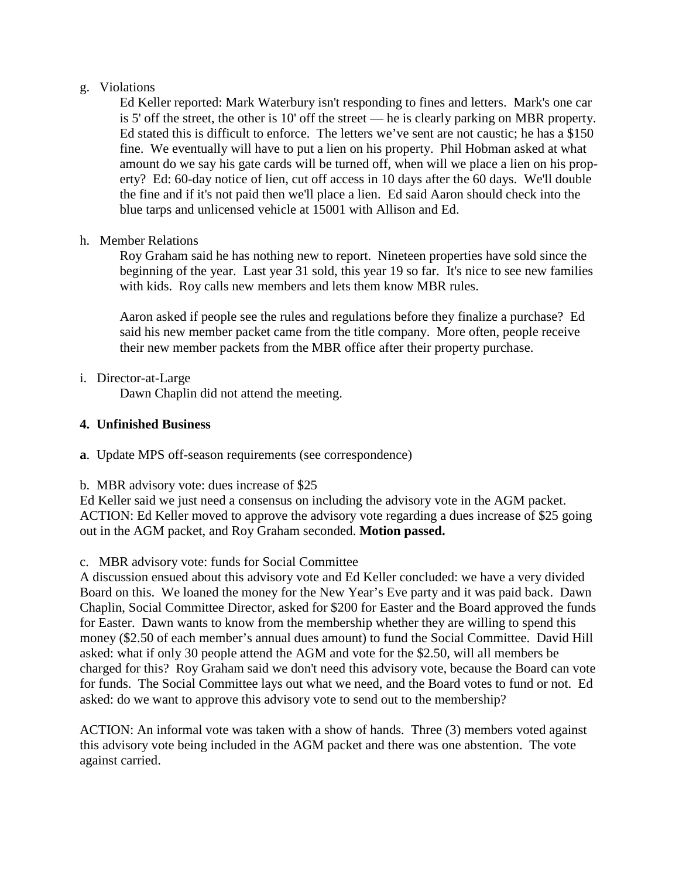g. Violations

Ed Keller reported: Mark Waterbury isn't responding to fines and letters. Mark's one car is 5' off the street, the other is 10' off the street — he is clearly parking on MBR property. Ed stated this is difficult to enforce. The letters we've sent are not caustic; he has a $150 fine. We eventually will have to put a lien on his property. Phil Hobman asked at what amount do we say his gate cards will be turned off, when will we place a lien on his property? Ed: 60-day notice of lien, cut off access in 10 days after the 60 days. We'll double the fine and if it's not paid then we'll place a lien. Ed said Aaron should check into the blue tarps and unlicensed vehicle at 15001 with Allison and Ed.

h. Member Relations

Roy Graham said he has nothing new to report. Nineteen properties have sold since the beginning of the year. Last year 31 sold, this year 19 so far. It's nice to see new families with kids. Roy calls new members and lets them know MBR rules.

Aaron asked if people see the rules and regulations before they finalize a purchase? Ed said his new member packet came from the title company. More often, people receive their new member packets from the MBR office after their property purchase.

i. Director-at-Large

Dawn Chaplin did not attend the meeting.

**4. Unfinished Business**

**a**. Update MPS off-season requirements (see correspondence)

b. MBR advisory vote: dues increase of $25

Ed Keller said we just need a consensus on including the advisory vote in the AGM packet. ACTION: Ed Keller moved to approve the advisory vote regarding a dues increase of $25 going out in the AGM packet, and Roy Graham seconded. **Motion passed.**

c. MBR advisory vote: funds for Social Committee

A discussion ensued about this advisory vote and Ed Keller concluded: we have a very divided Board on this. We loaned the money for the New Year's Eve party and it was paid back. Dawn Chaplin, Social Committee Director, asked for $200 for Easter and the Board approved the funds for Easter. Dawn wants to know from the membership whether they are willing to spend this money ($2.50 of each member's annual dues amount) to fund the Social Committee. David Hill asked: what if only 30 people attend the AGM and vote for the $2.50, will all members be charged for this? Roy Graham said we don't need this advisory vote, because the Board can vote for funds. The Social Committee lays out what we need, and the Board votes to fund or not. Ed asked: do we want to approve this advisory vote to send out to the membership?

ACTION: An informal vote was taken with a show of hands. Three (3) members voted against this advisory vote being included in the AGM packet and there was one abstention. The vote against carried.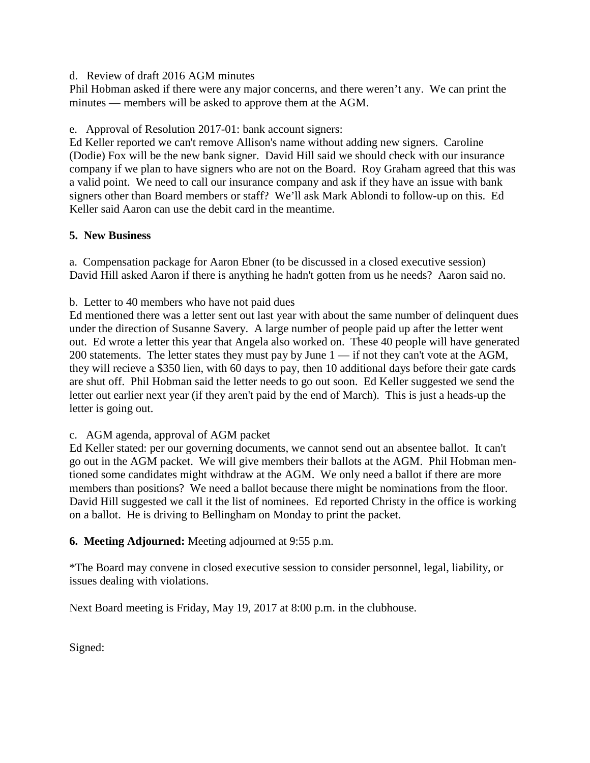d. Review of draft 2016 AGM minutes
Phil Hobman asked if there were any major concerns, and there weren't any. We can print the minutes — members will be asked to approve them at the AGM.

e. Approval of Resolution 2017-01: bank account signers:
Ed Keller reported we can't remove Allison's name without adding new signers. Caroline (Dodie) Fox will be the new bank signer. David Hill said we should check with our insurance company if we plan to have signers who are not on the Board. Roy Graham agreed that this was a valid point. We need to call our insurance company and ask if they have an issue with bank signers other than Board members or staff? We'll ask Mark Ablondi to follow-up on this. Ed Keller said Aaron can use the debit card in the meantime.

**5. New Business**

a. Compensation package for Aaron Ebner (to be discussed in a closed executive session)
David Hill asked Aaron if there is anything he hadn't gotten from us he needs? Aaron said no.

b. Letter to 40 members who have not paid dues
Ed mentioned there was a letter sent out last year with about the same number of delinquent dues under the direction of Susanne Savery. A large number of people paid up after the letter went out. Ed wrote a letter this year that Angela also worked on. These 40 people will have generated 200 statements. The letter states they must pay by June 1 — if not they can't vote at the AGM, they will recieve a $350 lien, with 60 days to pay, then 10 additional days before their gate cards are shut off. Phil Hobman said the letter needs to go out soon. Ed Keller suggested we send the letter out earlier next year (if they aren't paid by the end of March). This is just a heads-up the letter is going out.

c. AGM agenda, approval of AGM packet
Ed Keller stated: per our governing documents, we cannot send out an absentee ballot. It can't go out in the AGM packet. We will give members their ballots at the AGM. Phil Hobman mentioned some candidates might withdraw at the AGM. We only need a ballot if there are more members than positions? We need a ballot because there might be nominations from the floor. David Hill suggested we call it the list of nominees. Ed reported Christy in the office is working on a ballot. He is driving to Bellingham on Monday to print the packet.

**6. Meeting Adjourned:** Meeting adjourned at 9:55 p.m.

*The Board may convene in closed executive session to consider personnel, legal, liability, or issues dealing with violations.

Next Board meeting is Friday, May 19, 2017 at 8:00 p.m. in the clubhouse.

Signed: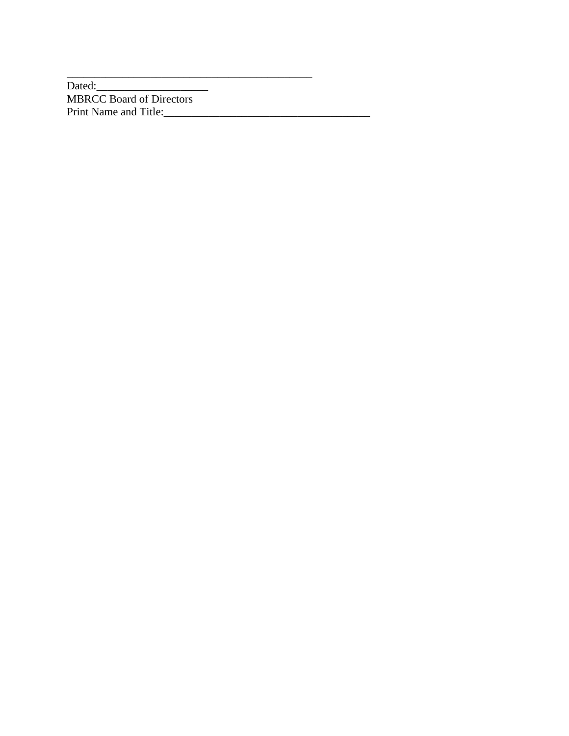_____________________________________________
Dated:____________________
MBRCC Board of Directors
Print Name and Title:_____________________________________